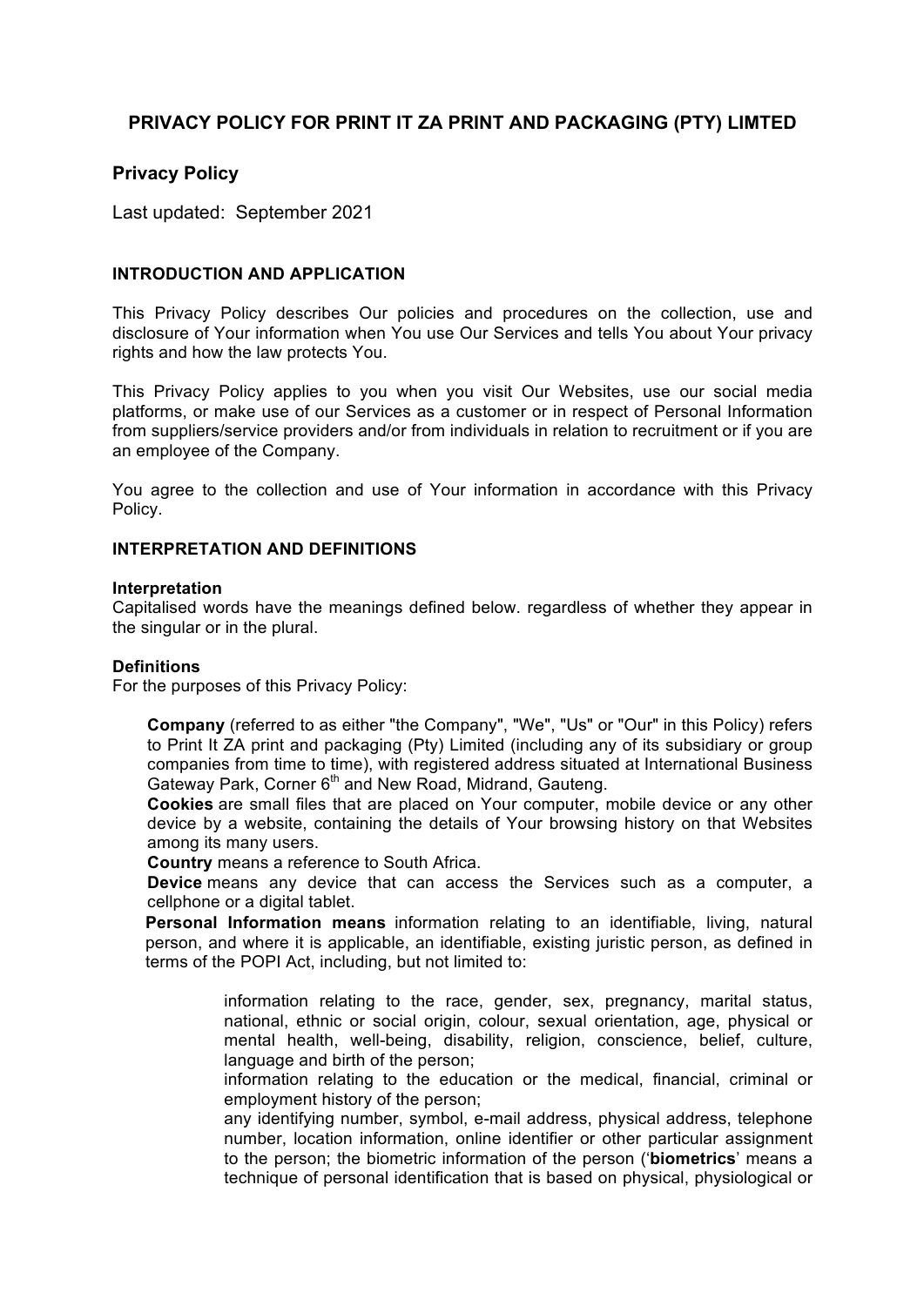# PRIVACY POLICY FOR PRINT IT ZA PRINT AND PACKAGING (PTY) LIMTED

## Privacy Policy

Last updated: September 2021

### INTRODUCTION AND APPLICATION

This Privacy Policy describes Our policies and procedures on the collection, use and disclosure of Your information when You use Our Services and tells You about Your privacy rights and how the law protects You.

This Privacy Policy applies to you when you visit Our Websites, use our social media platforms, or make use of our Services as a customer or in respect of Personal Information from suppliers/service providers and/or from individuals in relation to recruitment or if you are an employee of the Company.

You agree to the collection and use of Your information in accordance with this Privacy Policy.

### INTERPRETATION AND DEFINITIONS

**Interpretation**
Capitalised words have the meanings defined below. regardless of whether they appear in the singular or in the plural.

**Definitions**
For the purposes of this Privacy Policy:

**Company** (referred to as either "the Company", "We", "Us" or "Our" in this Policy) refers to Print It ZA print and packaging (Pty) Limited (including any of its subsidiary or group companies from time to time), with registered address situated at International Business Gateway Park, Corner 6th and New Road, Midrand, Gauteng.

**Cookies** are small files that are placed on Your computer, mobile device or any other device by a website, containing the details of Your browsing history on that Websites among its many users.

**Country** means a reference to South Africa.

**Device** means any device that can access the Services such as a computer, a cellphone or a digital tablet.

**Personal Information means** information relating to an identifiable, living, natural person, and where it is applicable, an identifiable, existing juristic person, as defined in terms of the POPI Act, including, but not limited to:

> information relating to the race, gender, sex, pregnancy, marital status, national, ethnic or social origin, colour, sexual orientation, age, physical or mental health, well-being, disability, religion, conscience, belief, culture, language and birth of the person;
>
> information relating to the education or the medical, financial, criminal or employment history of the person;
>
> any identifying number, symbol, e-mail address, physical address, telephone number, location information, online identifier or other particular assignment to the person; the biometric information of the person ('**biometrics**' means a technique of personal identification that is based on physical, physiological or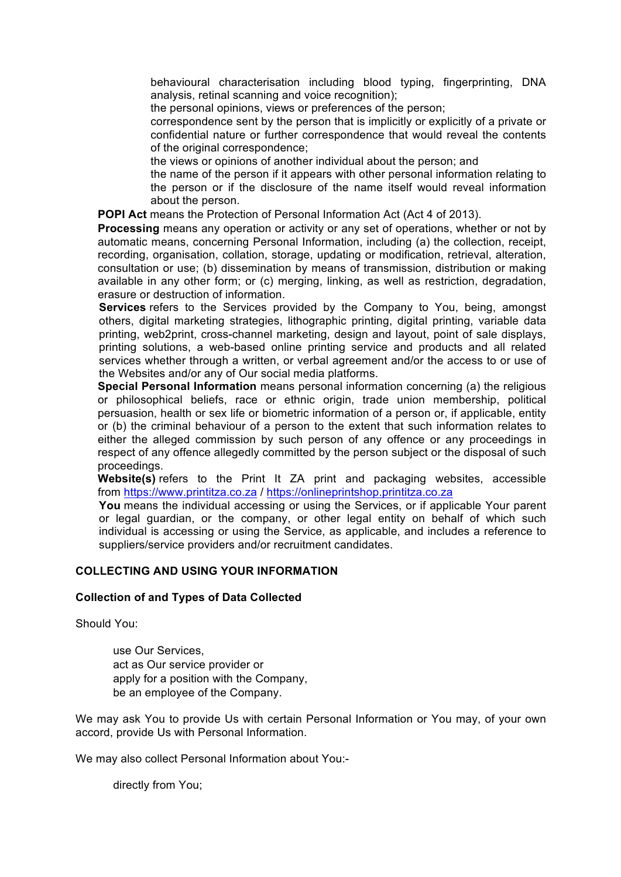behavioural characterisation including blood typing, fingerprinting, DNA analysis, retinal scanning and voice recognition);

the personal opinions, views or preferences of the person;

correspondence sent by the person that is implicitly or explicitly of a private or confidential nature or further correspondence that would reveal the contents of the original correspondence;

the views or opinions of another individual about the person; and

the name of the person if it appears with other personal information relating to the person or if the disclosure of the name itself would reveal information about the person.

**POPI Act** means the Protection of Personal Information Act (Act 4 of 2013).

**Processing** means any operation or activity or any set of operations, whether or not by automatic means, concerning Personal Information, including (a) the collection, receipt, recording, organisation, collation, storage, updating or modification, retrieval, alteration, consultation or use; (b) dissemination by means of transmission, distribution or making available in any other form; or (c) merging, linking, as well as restriction, degradation, erasure or destruction of information.

**Services** refers to the Services provided by the Company to You, being, amongst others, digital marketing strategies, lithographic printing, digital printing, variable data printing, web2print, cross-channel marketing, design and layout, point of sale displays, printing solutions, a web-based online printing service and products and all related services whether through a written, or verbal agreement and/or the access to or use of the Websites and/or any of Our social media platforms.

**Special Personal Information** means personal information concerning (a) the religious or philosophical beliefs, race or ethnic origin, trade union membership, political persuasion, health or sex life or biometric information of a person or, if applicable, entity or (b) the criminal behaviour of a person to the extent that such information relates to either the alleged commission by such person of any offence or any proceedings in respect of any offence allegedly committed by the person subject or the disposal of such proceedings.

**Website(s)** refers to the Print It ZA print and packaging websites, accessible from https://www.printitza.co.za / https://onlineprintshop.printitza.co.za

**You** means the individual accessing or using the Services, or if applicable Your parent or legal guardian, or the company, or other legal entity on behalf of which such individual is accessing or using the Service, as applicable, and includes a reference to suppliers/service providers and/or recruitment candidates.

## COLLECTING AND USING YOUR INFORMATION

### Collection of and Types of Data Collected

Should You:

- use Our Services,
- act as Our service provider or
- apply for a position with the Company,
- be an employee of the Company.

We may ask You to provide Us with certain Personal Information or You may, of your own accord, provide Us with Personal Information.

We may also collect Personal Information about You:-

- directly from You;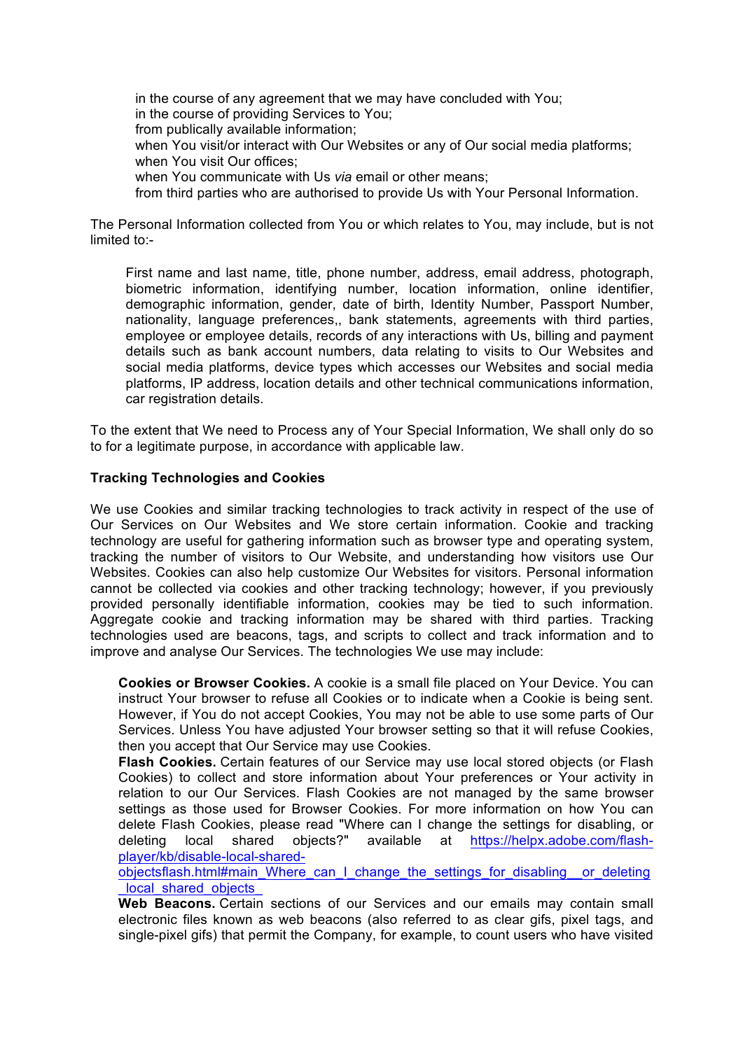- in the course of any agreement that we may have concluded with You;
- in the course of providing Services to You;
- from publically available information;
- when You visit/or interact with Our Websites or any of Our social media platforms;
- when You visit Our offices;
- when You communicate with Us *via* email or other means;
- from third parties who are authorised to provide Us with Your Personal Information.

The Personal Information collected from You or which relates to You, may include, but is not limited to:-

> First name and last name, title, phone number, address, email address, photograph, biometric information, identifying number, location information, online identifier, demographic information, gender, date of birth, Identity Number, Passport Number, nationality, language preferences,, bank statements, agreements with third parties, employee or employee details, records of any interactions with Us, billing and payment details such as bank account numbers, data relating to visits to Our Websites and social media platforms, device types which accesses our Websites and social media platforms, IP address, location details and other technical communications information, car registration details.

To the extent that We need to Process any of Your Special Information, We shall only do so to for a legitimate purpose, in accordance with applicable law.

**Tracking Technologies and Cookies**

We use Cookies and similar tracking technologies to track activity in respect of the use of Our Services on Our Websites and We store certain information. Cookie and tracking technology are useful for gathering information such as browser type and operating system, tracking the number of visitors to Our Website, and understanding how visitors use Our Websites. Cookies can also help customize Our Websites for visitors. Personal information cannot be collected via cookies and other tracking technology; however, if you previously provided personally identifiable information, cookies may be tied to such information. Aggregate cookie and tracking information may be shared with third parties. Tracking technologies used are beacons, tags, and scripts to collect and track information and to improve and analyse Our Services. The technologies We use may include:

- **Cookies or Browser Cookies.** A cookie is a small file placed on Your Device. You can instruct Your browser to refuse all Cookies or to indicate when a Cookie is being sent. However, if You do not accept Cookies, You may not be able to use some parts of Our Services. Unless You have adjusted Your browser setting so that it will refuse Cookies, then you accept that Our Service may use Cookies.
- **Flash Cookies.** Certain features of our Service may use local stored objects (or Flash Cookies) to collect and store information about Your preferences or Your activity in relation to our Our Services. Flash Cookies are not managed by the same browser settings as those used for Browser Cookies. For more information on how You can delete Flash Cookies, please read "Where can I change the settings for disabling, or deleting local shared objects?" available at https://helpx.adobe.com/flash-player/kb/disable-local-shared-objectsflash.html#main_Where_can_I_change_the_settings_for_disabling__or_deleting_local_shared_objects_
- **Web Beacons.** Certain sections of our Services and our emails may contain small electronic files known as web beacons (also referred to as clear gifs, pixel tags, and single-pixel gifs) that permit the Company, for example, to count users who have visited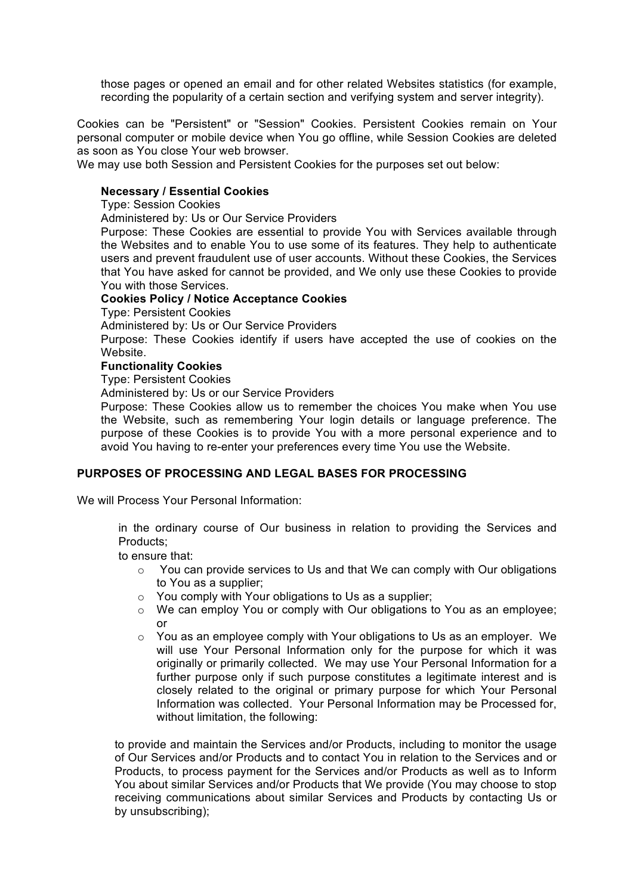those pages or opened an email and for other related Websites statistics (for example, recording the popularity of a certain section and verifying system and server integrity).

Cookies can be "Persistent" or "Session" Cookies. Persistent Cookies remain on Your personal computer or mobile device when You go offline, while Session Cookies are deleted as soon as You close Your web browser.
We may use both Session and Persistent Cookies for the purposes set out below:

**Necessary / Essential Cookies**
Type: Session Cookies
Administered by: Us or Our Service Providers
Purpose: These Cookies are essential to provide You with Services available through the Websites and to enable You to use some of its features. They help to authenticate users and prevent fraudulent use of user accounts. Without these Cookies, the Services that You have asked for cannot be provided, and We only use these Cookies to provide You with those Services.

**Cookies Policy / Notice Acceptance Cookies**
Type: Persistent Cookies
Administered by: Us or Our Service Providers
Purpose: These Cookies identify if users have accepted the use of cookies on the Website.

**Functionality Cookies**
Type: Persistent Cookies
Administered by: Us or our Service Providers
Purpose: These Cookies allow us to remember the choices You make when You use the Website, such as remembering Your login details or language preference. The purpose of these Cookies is to provide You with a more personal experience and to avoid You having to re-enter your preferences every time You use the Website.

**PURPOSES OF PROCESSING AND LEGAL BASES FOR PROCESSING**

We will Process Your Personal Information:

in the ordinary course of Our business in relation to providing the Services and Products;
to ensure that:

- You can provide services to Us and that We can comply with Our obligations to You as a supplier;
- You comply with Your obligations to Us as a supplier;
- We can employ You or comply with Our obligations to You as an employee; or
- You as an employee comply with Your obligations to Us as an employer. We will use Your Personal Information only for the purpose for which it was originally or primarily collected. We may use Your Personal Information for a further purpose only if such purpose constitutes a legitimate interest and is closely related to the original or primary purpose for which Your Personal Information was collected. Your Personal Information may be Processed for, without limitation, the following:

to provide and maintain the Services and/or Products, including to monitor the usage of Our Services and/or Products and to contact You in relation to the Services and or Products, to process payment for the Services and/or Products as well as to Inform You about similar Services and/or Products that We provide (You may choose to stop receiving communications about similar Services and Products by contacting Us or by unsubscribing);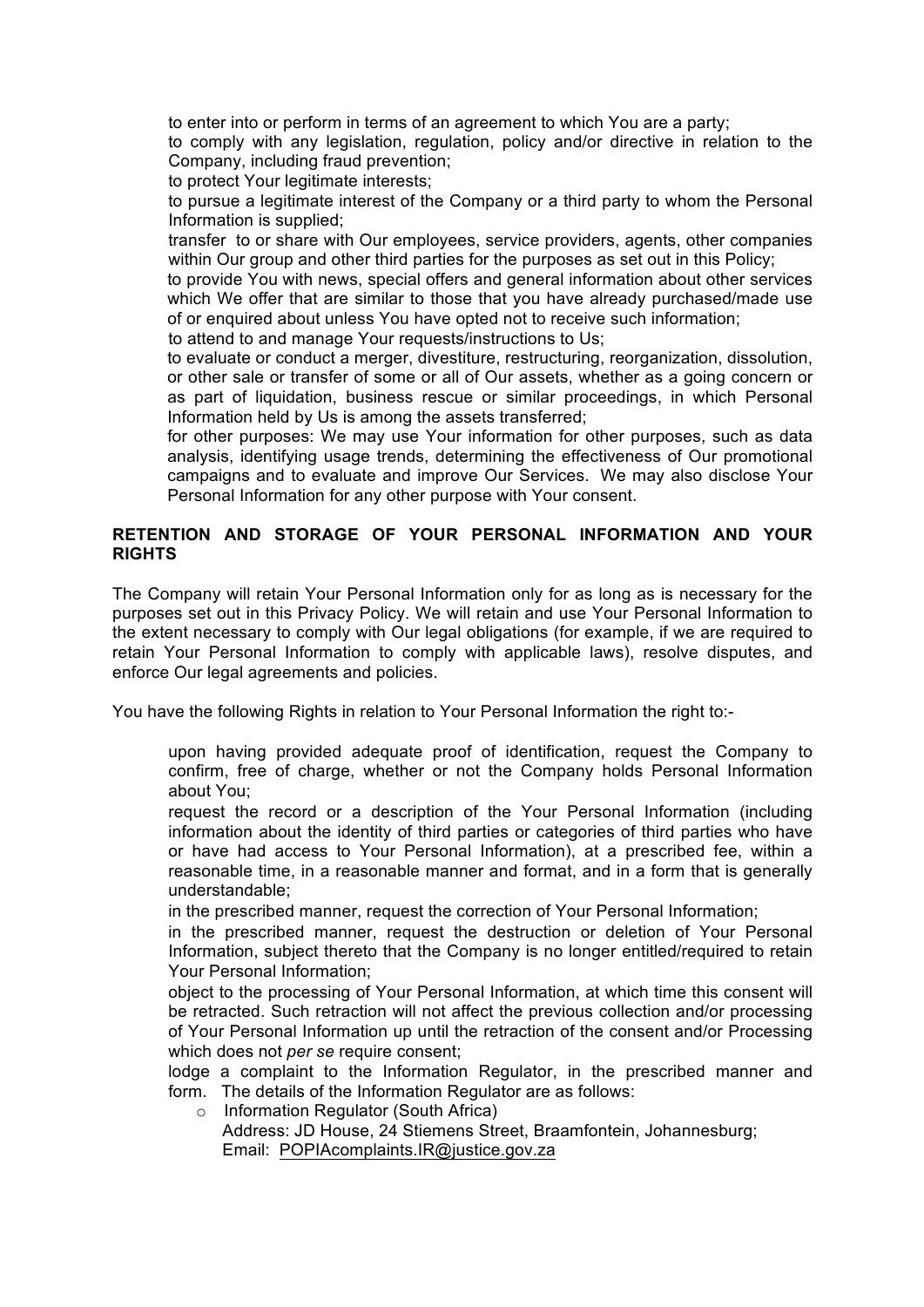- to enter into or perform in terms of an agreement to which You are a party;
- to comply with any legislation, regulation, policy and/or directive in relation to the Company, including fraud prevention;
- to protect Your legitimate interests;
- to pursue a legitimate interest of the Company or a third party to whom the Personal Information is supplied;
- transfer to or share with Our employees, service providers, agents, other companies within Our group and other third parties for the purposes as set out in this Policy;
- to provide You with news, special offers and general information about other services which We offer that are similar to those that you have already purchased/made use of or enquired about unless You have opted not to receive such information;
- to attend to and manage Your requests/instructions to Us;
- to evaluate or conduct a merger, divestiture, restructuring, reorganization, dissolution, or other sale or transfer of some or all of Our assets, whether as a going concern or as part of liquidation, business rescue or similar proceedings, in which Personal Information held by Us is among the assets transferred;
- for other purposes: We may use Your information for other purposes, such as data analysis, identifying usage trends, determining the effectiveness of Our promotional campaigns and to evaluate and improve Our Services. We may also disclose Your Personal Information for any other purpose with Your consent.

**RETENTION AND STORAGE OF YOUR PERSONAL INFORMATION AND YOUR RIGHTS**

The Company will retain Your Personal Information only for as long as is necessary for the purposes set out in this Privacy Policy. We will retain and use Your Personal Information to the extent necessary to comply with Our legal obligations (for example, if we are required to retain Your Personal Information to comply with applicable laws), resolve disputes, and enforce Our legal agreements and policies.

You have the following Rights in relation to Your Personal Information the right to:-

- upon having provided adequate proof of identification, request the Company to confirm, free of charge, whether or not the Company holds Personal Information about You;
- request the record or a description of the Your Personal Information (including information about the identity of third parties or categories of third parties who have or have had access to Your Personal Information), at a prescribed fee, within a reasonable time, in a reasonable manner and format, and in a form that is generally understandable;
- in the prescribed manner, request the correction of Your Personal Information;
- in the prescribed manner, request the destruction or deletion of Your Personal Information, subject thereto that the Company is no longer entitled/required to retain Your Personal Information;
- object to the processing of Your Personal Information, at which time this consent will be retracted. Such retraction will not affect the previous collection and/or processing of Your Personal Information up until the retraction of the consent and/or Processing which does not *per se* require consent;
- lodge a complaint to the Information Regulator, in the prescribed manner and form. The details of the Information Regulator are as follows:
  - Information Regulator (South Africa)
    Address: JD House, 24 Stiemens Street, Braamfontein, Johannesburg;
    Email: POPIAcomplaints.IR@justice.gov.za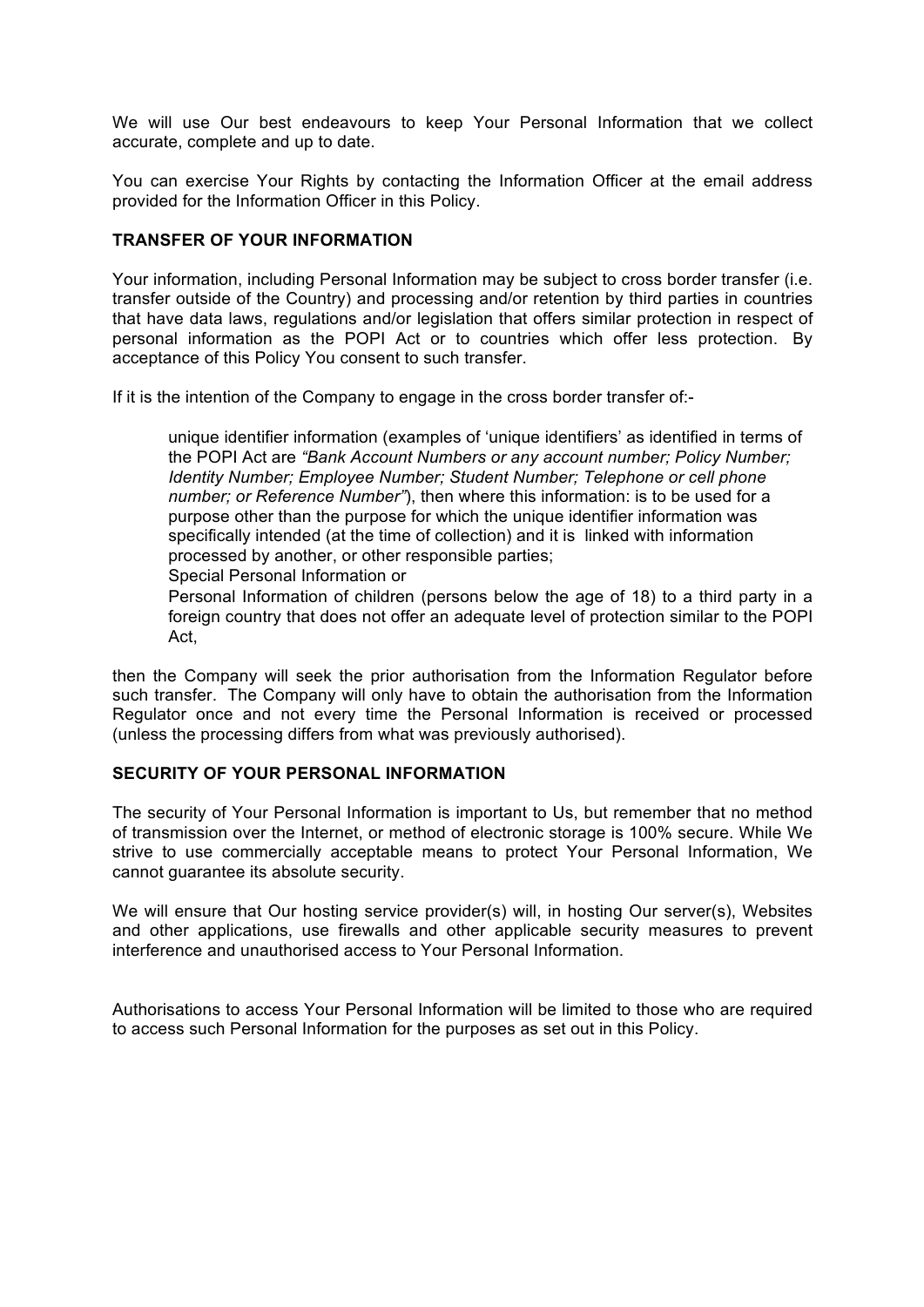We will use Our best endeavours to keep Your Personal Information that we collect accurate, complete and up to date.

You can exercise Your Rights by contacting the Information Officer at the email address provided for the Information Officer in this Policy.

**TRANSFER OF YOUR INFORMATION**

Your information, including Personal Information may be subject to cross border transfer (i.e. transfer outside of the Country) and processing and/or retention by third parties in countries that have data laws, regulations and/or legislation that offers similar protection in respect of personal information as the POPI Act or to countries which offer less protection. By acceptance of this Policy You consent to such transfer.

If it is the intention of the Company to engage in the cross border transfer of:-

> unique identifier information (examples of 'unique identifiers' as identified in terms of the POPI Act are *"Bank Account Numbers or any account number; Policy Number; Identity Number; Employee Number; Student Number; Telephone or cell phone number; or Reference Number"*), then where this information: is to be used for a purpose other than the purpose for which the unique identifier information was specifically intended (at the time of collection) and it is linked with information processed by another, or other responsible parties;
>
> Special Personal Information or
>
> Personal Information of children (persons below the age of 18) to a third party in a foreign country that does not offer an adequate level of protection similar to the POPI Act,

then the Company will seek the prior authorisation from the Information Regulator before such transfer. The Company will only have to obtain the authorisation from the Information Regulator once and not every time the Personal Information is received or processed (unless the processing differs from what was previously authorised).

**SECURITY OF YOUR PERSONAL INFORMATION**

The security of Your Personal Information is important to Us, but remember that no method of transmission over the Internet, or method of electronic storage is 100% secure. While We strive to use commercially acceptable means to protect Your Personal Information, We cannot guarantee its absolute security.

We will ensure that Our hosting service provider(s) will, in hosting Our server(s), Websites and other applications, use firewalls and other applicable security measures to prevent interference and unauthorised access to Your Personal Information.

Authorisations to access Your Personal Information will be limited to those who are required to access such Personal Information for the purposes as set out in this Policy.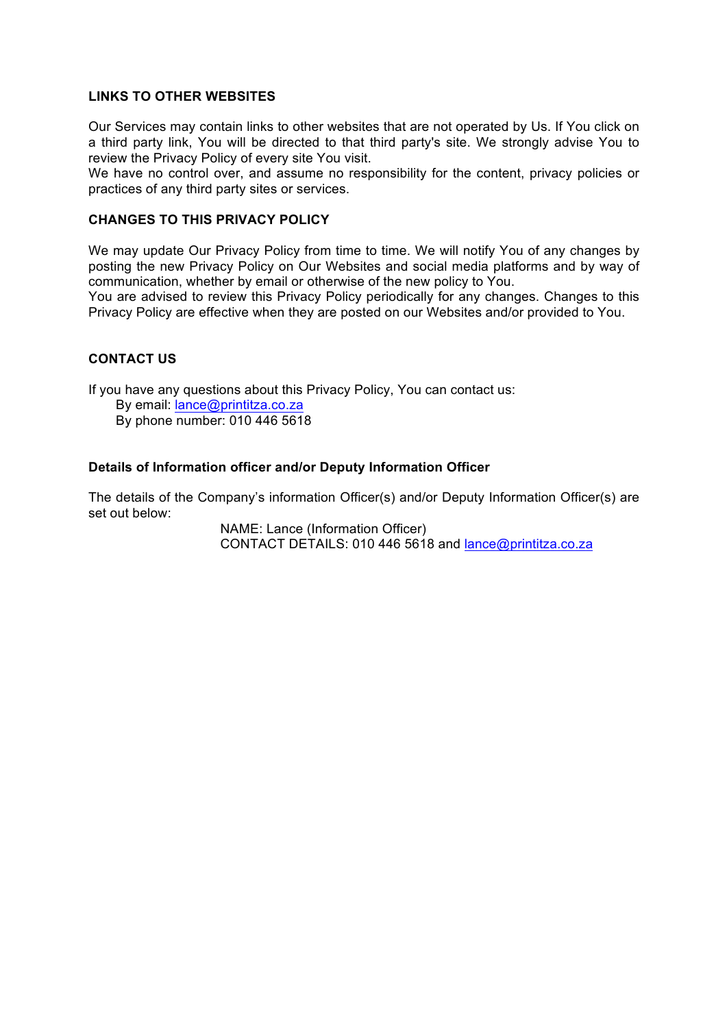## LINKS TO OTHER WEBSITES

Our Services may contain links to other websites that are not operated by Us. If You click on a third party link, You will be directed to that third party's site. We strongly advise You to review the Privacy Policy of every site You visit.
We have no control over, and assume no responsibility for the content, privacy policies or practices of any third party sites or services.

## CHANGES TO THIS PRIVACY POLICY

We may update Our Privacy Policy from time to time. We will notify You of any changes by posting the new Privacy Policy on Our Websites and social media platforms and by way of communication, whether by email or otherwise of the new policy to You.
You are advised to review this Privacy Policy periodically for any changes. Changes to this Privacy Policy are effective when they are posted on our Websites and/or provided to You.

## CONTACT US

If you have any questions about this Privacy Policy, You can contact us:

By email: lance@printitza.co.za
By phone number: 010 446 5618

## Details of Information officer and/or Deputy Information Officer

The details of the Company's information Officer(s) and/or Deputy Information Officer(s) are set out below:

NAME: Lance (Information Officer)
CONTACT DETAILS: 010 446 5618 and lance@printitza.co.za